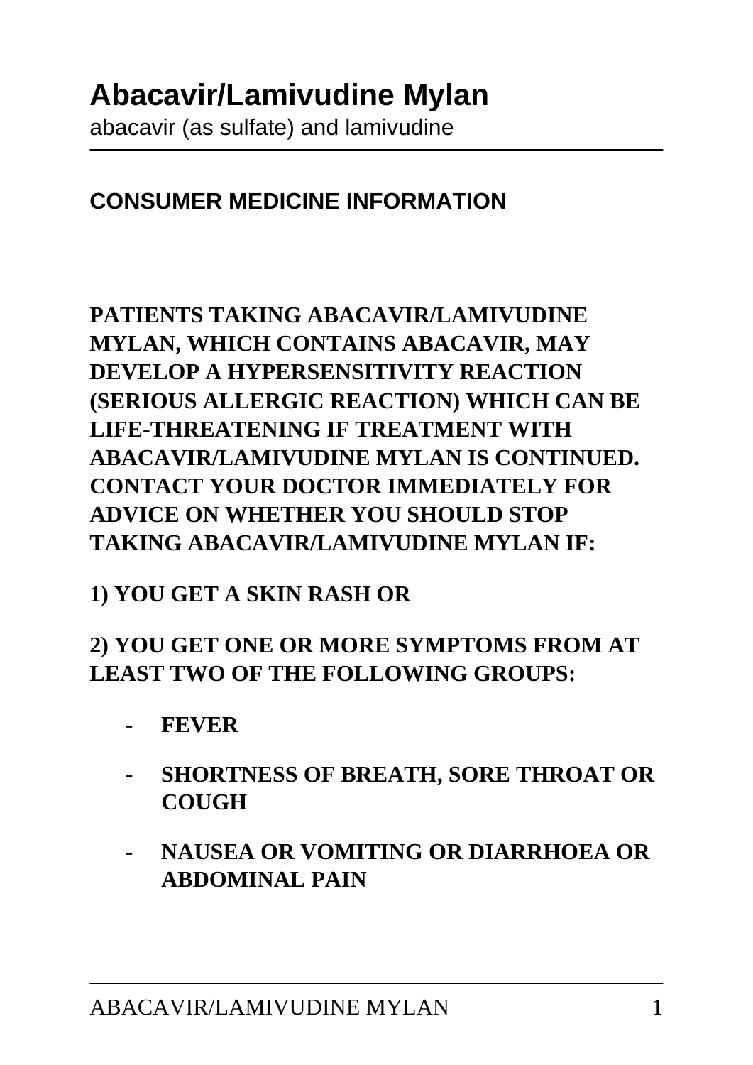# Abacavir/Lamivudine Mylan

abacavir (as sulfate) and lamivudine

## CONSUMER MEDICINE INFORMATION

**PATIENTS TAKING ABACAVIR/LAMIVUDINE MYLAN, WHICH CONTAINS ABACAVIR, MAY DEVELOP A HYPERSENSITIVITY REACTION (SERIOUS ALLERGIC REACTION) WHICH CAN BE LIFE-THREATENING IF TREATMENT WITH ABACAVIR/LAMIVUDINE MYLAN IS CONTINUED. CONTACT YOUR DOCTOR IMMEDIATELY FOR ADVICE ON WHETHER YOU SHOULD STOP TAKING ABACAVIR/LAMIVUDINE MYLAN IF:**

**1) YOU GET A SKIN RASH OR**

**2) YOU GET ONE OR MORE SYMPTOMS FROM AT LEAST TWO OF THE FOLLOWING GROUPS:**

- **FEVER**
- **SHORTNESS OF BREATH, SORE THROAT OR COUGH**
- **NAUSEA OR VOMITING OR DIARRHOEA OR ABDOMINAL PAIN**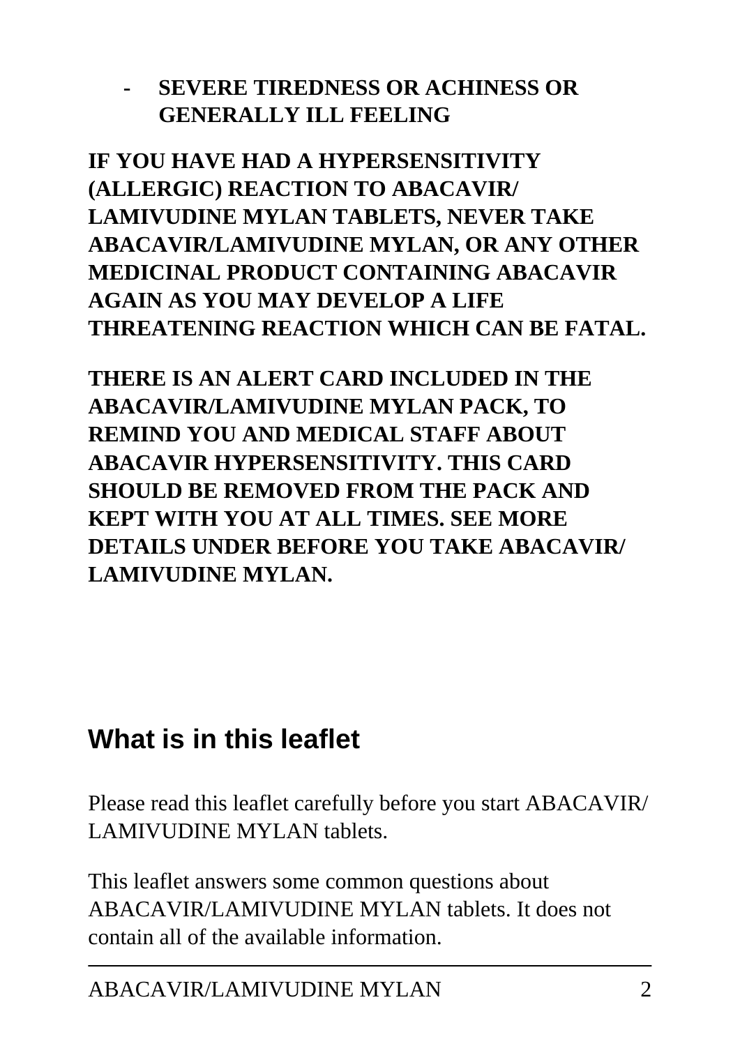- **SEVERE TIREDNESS OR ACHINESS OR GENERALLY ILL FEELING**

**IF YOU HAVE HAD A HYPERSENSITIVITY (ALLERGIC) REACTION TO ABACAVIR/ LAMIVUDINE MYLAN TABLETS, NEVER TAKE ABACAVIR/LAMIVUDINE MYLAN, OR ANY OTHER MEDICINAL PRODUCT CONTAINING ABACAVIR AGAIN AS YOU MAY DEVELOP A LIFE THREATENING REACTION WHICH CAN BE FATAL.**

**THERE IS AN ALERT CARD INCLUDED IN THE ABACAVIR/LAMIVUDINE MYLAN PACK, TO REMIND YOU AND MEDICAL STAFF ABOUT ABACAVIR HYPERSENSITIVITY. THIS CARD SHOULD BE REMOVED FROM THE PACK AND KEPT WITH YOU AT ALL TIMES. SEE MORE DETAILS UNDER BEFORE YOU TAKE ABACAVIR/ LAMIVUDINE MYLAN.**

## What is in this leaflet

Please read this leaflet carefully before you start ABACAVIR/ LAMIVUDINE MYLAN tablets.

This leaflet answers some common questions about ABACAVIR/LAMIVUDINE MYLAN tablets. It does not contain all of the available information.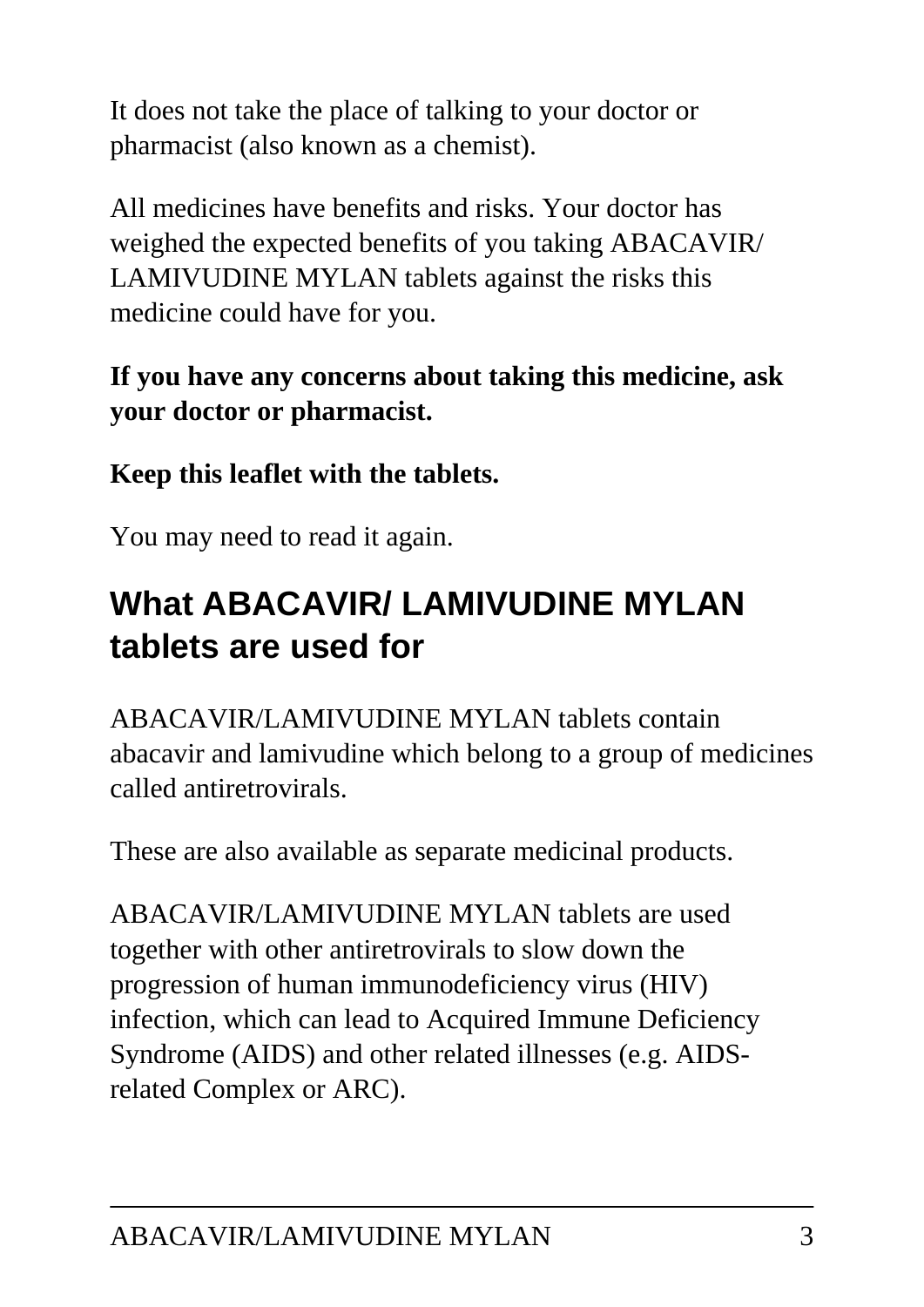It does not take the place of talking to your doctor or pharmacist (also known as a chemist).

All medicines have benefits and risks. Your doctor has weighed the expected benefits of you taking ABACAVIR/ LAMIVUDINE MYLAN tablets against the risks this medicine could have for you.

**If you have any concerns about taking this medicine, ask your doctor or pharmacist.**

**Keep this leaflet with the tablets.**

You may need to read it again.

## What ABACAVIR/ LAMIVUDINE MYLAN tablets are used for

ABACAVIR/LAMIVUDINE MYLAN tablets contain abacavir and lamivudine which belong to a group of medicines called antiretrovirals.

These are also available as separate medicinal products.

ABACAVIR/LAMIVUDINE MYLAN tablets are used together with other antiretrovirals to slow down the progression of human immunodeficiency virus (HIV) infection, which can lead to Acquired Immune Deficiency Syndrome (AIDS) and other related illnesses (e.g. AIDS-related Complex or ARC).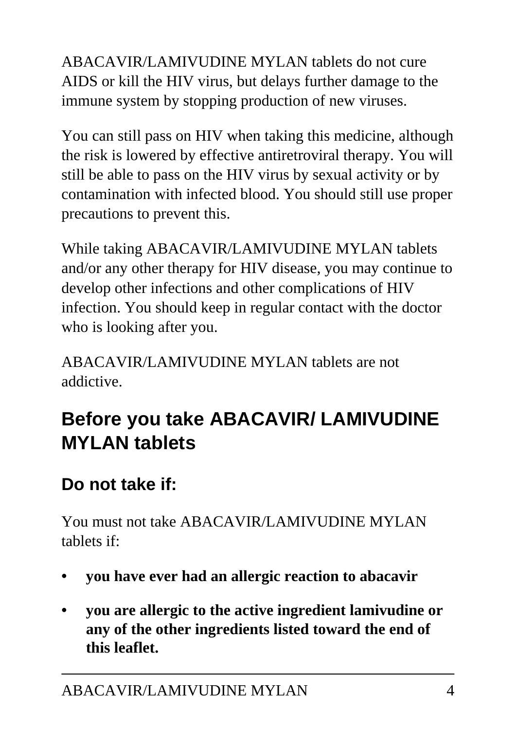ABACAVIR/LAMIVUDINE MYLAN tablets do not cure AIDS or kill the HIV virus, but delays further damage to the immune system by stopping production of new viruses.

You can still pass on HIV when taking this medicine, although the risk is lowered by effective antiretroviral therapy. You will still be able to pass on the HIV virus by sexual activity or by contamination with infected blood. You should still use proper precautions to prevent this.

While taking ABACAVIR/LAMIVUDINE MYLAN tablets and/or any other therapy for HIV disease, you may continue to develop other infections and other complications of HIV infection. You should keep in regular contact with the doctor who is looking after you.

ABACAVIR/LAMIVUDINE MYLAN tablets are not addictive.

## Before you take ABACAVIR/ LAMIVUDINE MYLAN tablets

### Do not take if:

You must not take ABACAVIR/LAMIVUDINE MYLAN tablets if:

- **you have ever had an allergic reaction to abacavir**
- **you are allergic to the active ingredient lamivudine or any of the other ingredients listed toward the end of this leaflet.**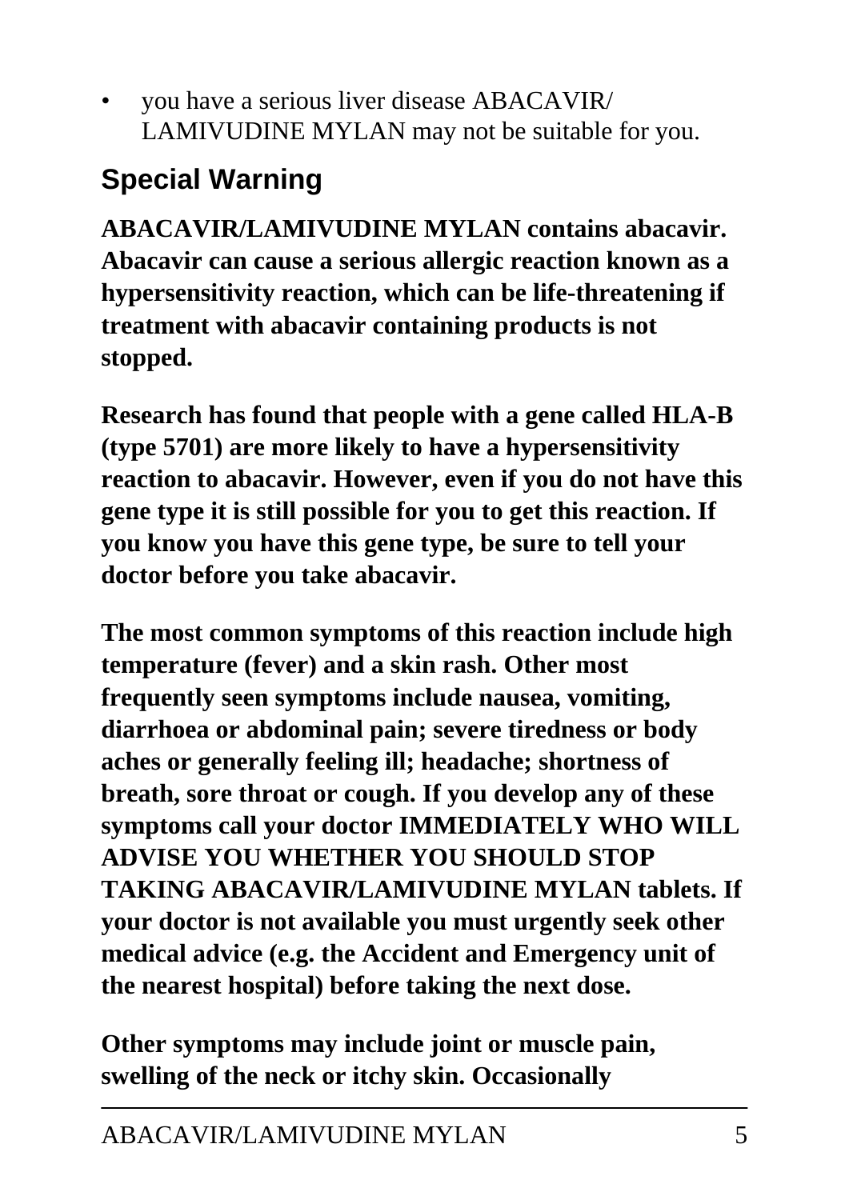- you have a serious liver disease ABACAVIR/ LAMIVUDINE MYLAN may not be suitable for you.

## Special Warning

**ABACAVIR/LAMIVUDINE MYLAN contains abacavir. Abacavir can cause a serious allergic reaction known as a hypersensitivity reaction, which can be life-threatening if treatment with abacavir containing products is not stopped.**

**Research has found that people with a gene called HLA-B (type 5701) are more likely to have a hypersensitivity reaction to abacavir. However, even if you do not have this gene type it is still possible for you to get this reaction. If you know you have this gene type, be sure to tell your doctor before you take abacavir.**

**The most common symptoms of this reaction include high temperature (fever) and a skin rash. Other most frequently seen symptoms include nausea, vomiting, diarrhoea or abdominal pain; severe tiredness or body aches or generally feeling ill; headache; shortness of breath, sore throat or cough. If you develop any of these symptoms call your doctor IMMEDIATELY WHO WILL ADVISE YOU WHETHER YOU SHOULD STOP TAKING ABACAVIR/LAMIVUDINE MYLAN tablets. If your doctor is not available you must urgently seek other medical advice (e.g. the Accident and Emergency unit of the nearest hospital) before taking the next dose.**

**Other symptoms may include joint or muscle pain, swelling of the neck or itchy skin. Occasionally**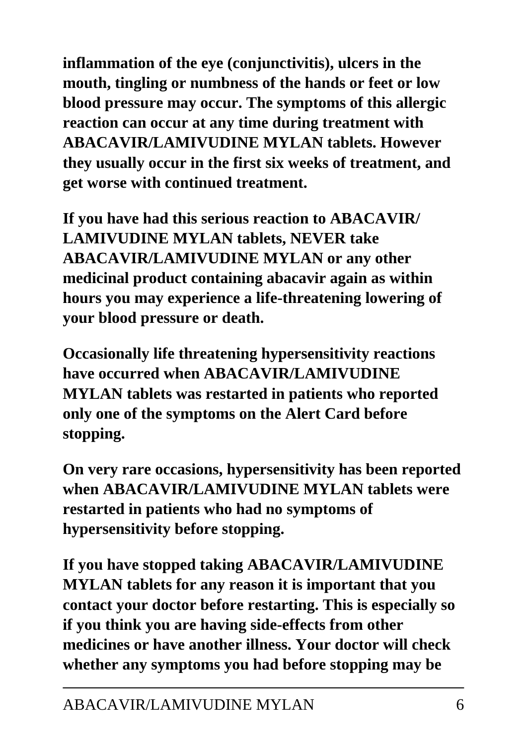**inflammation of the eye (conjunctivitis), ulcers in the mouth, tingling or numbness of the hands or feet or low blood pressure may occur. The symptoms of this allergic reaction can occur at any time during treatment with ABACAVIR/LAMIVUDINE MYLAN tablets. However they usually occur in the first six weeks of treatment, and get worse with continued treatment.**

**If you have had this serious reaction to ABACAVIR/ LAMIVUDINE MYLAN tablets, NEVER take ABACAVIR/LAMIVUDINE MYLAN or any other medicinal product containing abacavir again as within hours you may experience a life-threatening lowering of your blood pressure or death.**

**Occasionally life threatening hypersensitivity reactions have occurred when ABACAVIR/LAMIVUDINE MYLAN tablets was restarted in patients who reported only one of the symptoms on the Alert Card before stopping.**

**On very rare occasions, hypersensitivity has been reported when ABACAVIR/LAMIVUDINE MYLAN tablets were restarted in patients who had no symptoms of hypersensitivity before stopping.**

**If you have stopped taking ABACAVIR/LAMIVUDINE MYLAN tablets for any reason it is important that you contact your doctor before restarting. This is especially so if you think you are having side-effects from other medicines or have another illness. Your doctor will check whether any symptoms you had before stopping may be**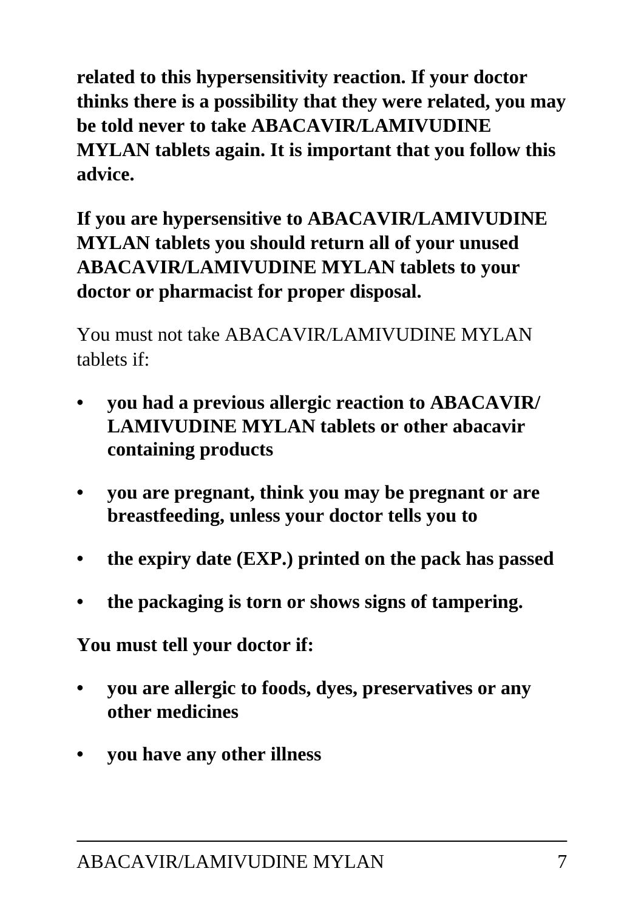**related to this hypersensitivity reaction. If your doctor thinks there is a possibility that they were related, you may be told never to take ABACAVIR/LAMIVUDINE MYLAN tablets again. It is important that you follow this advice.**

**If you are hypersensitive to ABACAVIR/LAMIVUDINE MYLAN tablets you should return all of your unused ABACAVIR/LAMIVUDINE MYLAN tablets to your doctor or pharmacist for proper disposal.**

You must not take ABACAVIR/LAMIVUDINE MYLAN tablets if:

- **you had a previous allergic reaction to ABACAVIR/ LAMIVUDINE MYLAN tablets or other abacavir containing products**
- **you are pregnant, think you may be pregnant or are breastfeeding, unless your doctor tells you to**
- **the expiry date (EXP.) printed on the pack has passed**
- **the packaging is torn or shows signs of tampering.**

**You must tell your doctor if:**

- **you are allergic to foods, dyes, preservatives or any other medicines**
- **you have any other illness**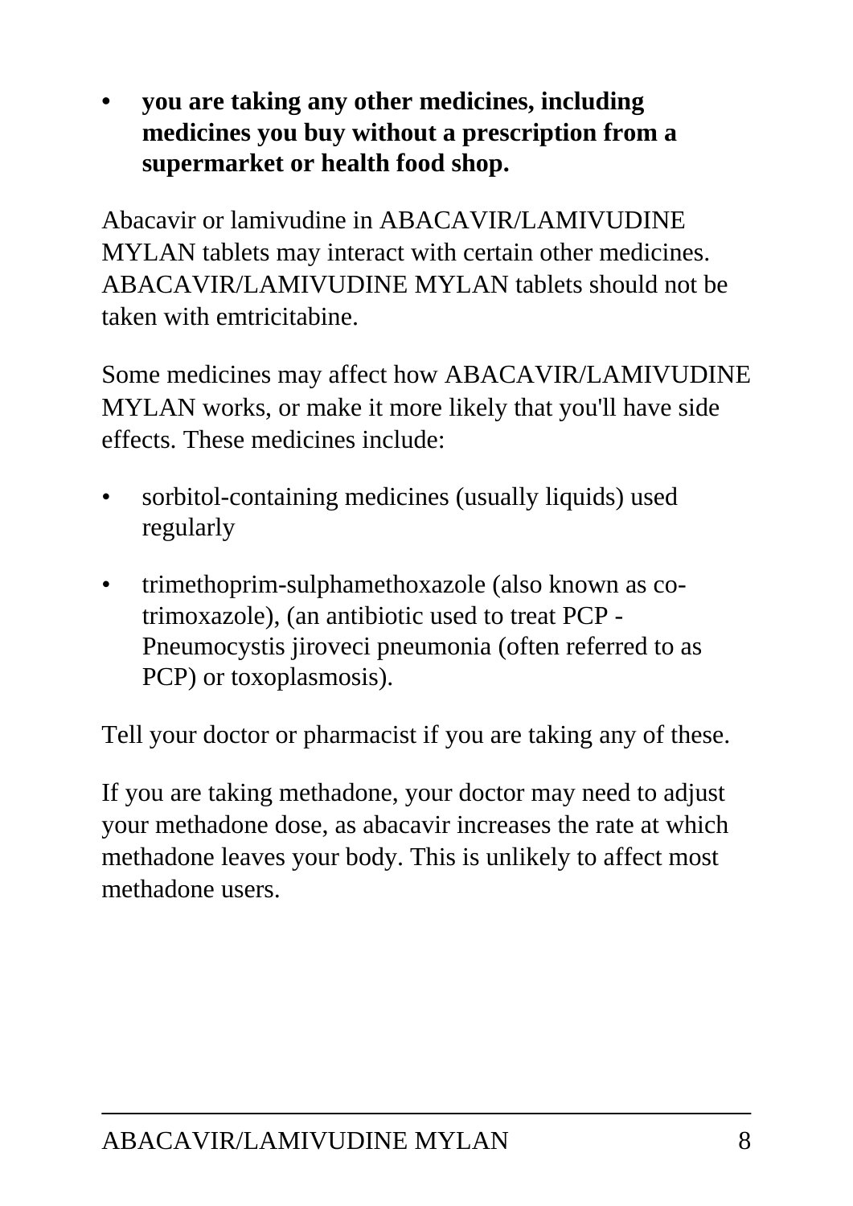- **you are taking any other medicines, including medicines you buy without a prescription from a supermarket or health food shop.**

Abacavir or lamivudine in ABACAVIR/LAMIVUDINE MYLAN tablets may interact with certain other medicines. ABACAVIR/LAMIVUDINE MYLAN tablets should not be taken with emtricitabine.

Some medicines may affect how ABACAVIR/LAMIVUDINE MYLAN works, or make it more likely that you'll have side effects. These medicines include:

- sorbitol-containing medicines (usually liquids) used regularly
- trimethoprim-sulphamethoxazole (also known as co-trimoxazole), (an antibiotic used to treat PCP - Pneumocystis jiroveci pneumonia (often referred to as PCP) or toxoplasmosis).

Tell your doctor or pharmacist if you are taking any of these.

If you are taking methadone, your doctor may need to adjust your methadone dose, as abacavir increases the rate at which methadone leaves your body. This is unlikely to affect most methadone users.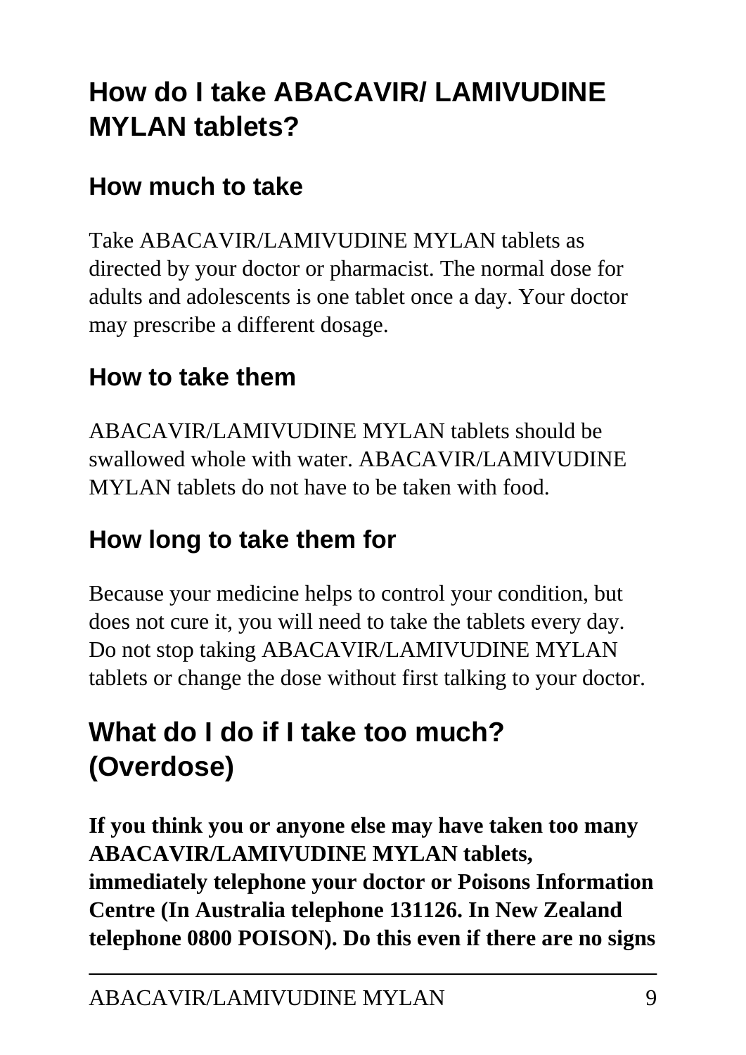## How do I take ABACAVIR/ LAMIVUDINE MYLAN tablets?

### How much to take

Take ABACAVIR/LAMIVUDINE MYLAN tablets as directed by your doctor or pharmacist. The normal dose for adults and adolescents is one tablet once a day. Your doctor may prescribe a different dosage.

### How to take them

ABACAVIR/LAMIVUDINE MYLAN tablets should be swallowed whole with water. ABACAVIR/LAMIVUDINE MYLAN tablets do not have to be taken with food.

### How long to take them for

Because your medicine helps to control your condition, but does not cure it, you will need to take the tablets every day. Do not stop taking ABACAVIR/LAMIVUDINE MYLAN tablets or change the dose without first talking to your doctor.

## What do I do if I take too much? (Overdose)

**If you think you or anyone else may have taken too many ABACAVIR/LAMIVUDINE MYLAN tablets, immediately telephone your doctor or Poisons Information Centre (In Australia telephone 131126. In New Zealand telephone 0800 POISON). Do this even if there are no signs**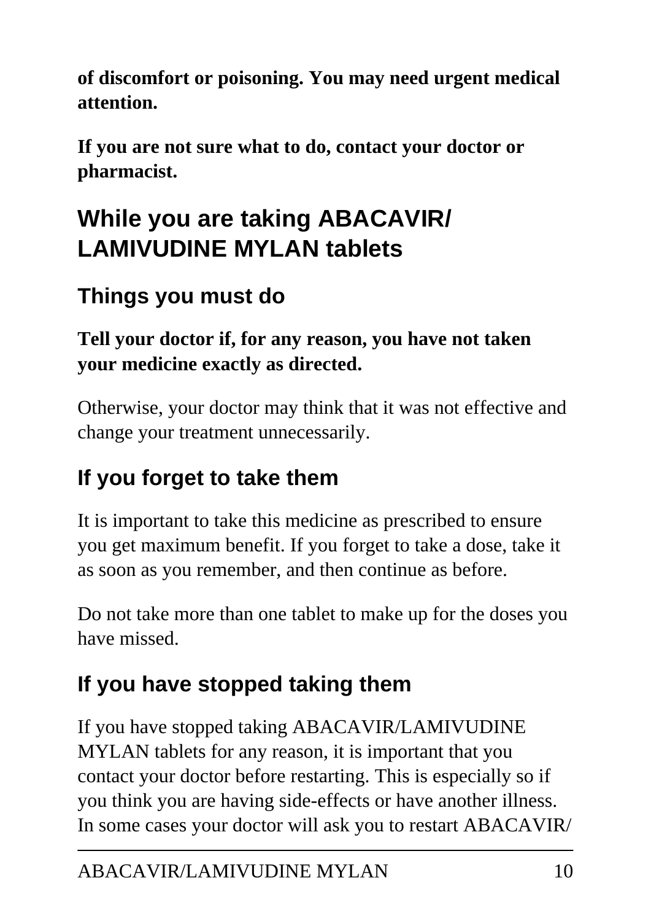**of discomfort or poisoning. You may need urgent medical attention.**

**If you are not sure what to do, contact your doctor or pharmacist.**

## While you are taking ABACAVIR/ LAMIVUDINE MYLAN tablets

### Things you must do

**Tell your doctor if, for any reason, you have not taken your medicine exactly as directed.**

Otherwise, your doctor may think that it was not effective and change your treatment unnecessarily.

### If you forget to take them

It is important to take this medicine as prescribed to ensure you get maximum benefit. If you forget to take a dose, take it as soon as you remember, and then continue as before.

Do not take more than one tablet to make up for the doses you have missed.

### If you have stopped taking them

If you have stopped taking ABACAVIR/LAMIVUDINE MYLAN tablets for any reason, it is important that you contact your doctor before restarting. This is especially so if you think you are having side-effects or have another illness. In some cases your doctor will ask you to restart ABACAVIR/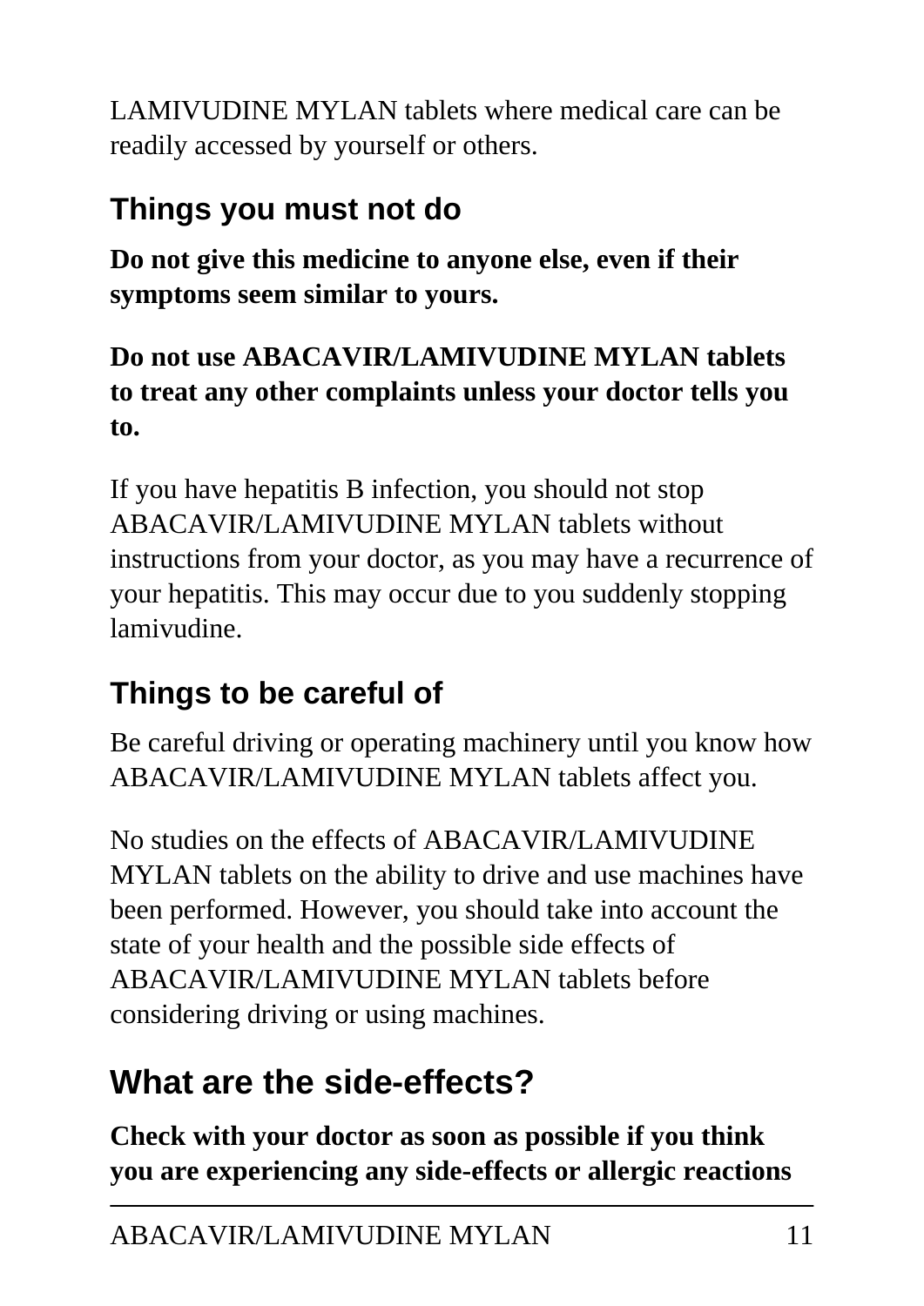LAMIVUDINE MYLAN tablets where medical care can be readily accessed by yourself or others.

## Things you must not do

**Do not give this medicine to anyone else, even if their symptoms seem similar to yours.**

**Do not use ABACAVIR/LAMIVUDINE MYLAN tablets to treat any other complaints unless your doctor tells you to.**

If you have hepatitis B infection, you should not stop ABACAVIR/LAMIVUDINE MYLAN tablets without instructions from your doctor, as you may have a recurrence of your hepatitis. This may occur due to you suddenly stopping lamivudine.

## Things to be careful of

Be careful driving or operating machinery until you know how ABACAVIR/LAMIVUDINE MYLAN tablets affect you.

No studies on the effects of ABACAVIR/LAMIVUDINE MYLAN tablets on the ability to drive and use machines have been performed. However, you should take into account the state of your health and the possible side effects of ABACAVIR/LAMIVUDINE MYLAN tablets before considering driving or using machines.

# What are the side-effects?

**Check with your doctor as soon as possible if you think you are experiencing any side-effects or allergic reactions**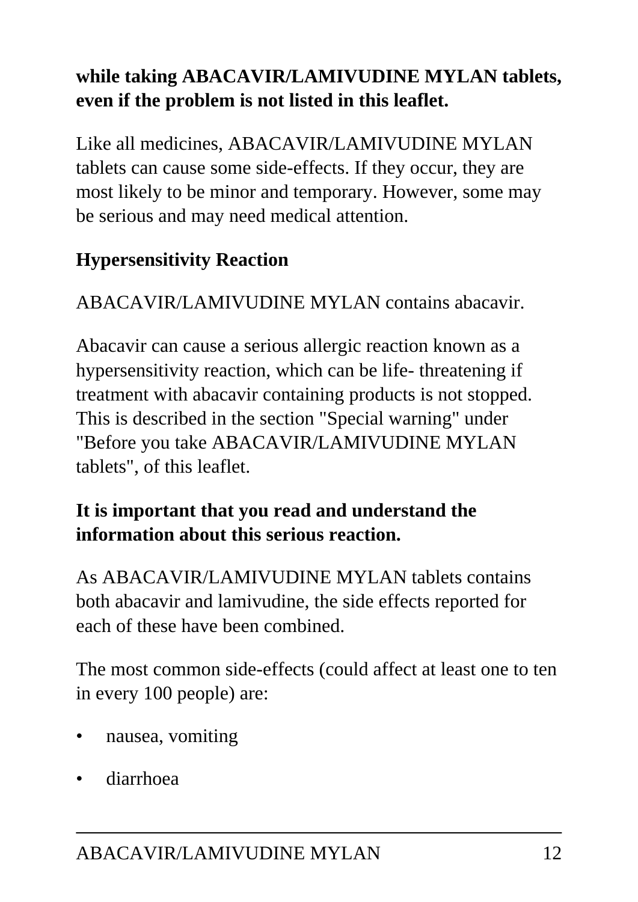**while taking ABACAVIR/LAMIVUDINE MYLAN tablets, even if the problem is not listed in this leaflet.**

Like all medicines, ABACAVIR/LAMIVUDINE MYLAN tablets can cause some side-effects. If they occur, they are most likely to be minor and temporary. However, some may be serious and may need medical attention.

**Hypersensitivity Reaction**

ABACAVIR/LAMIVUDINE MYLAN contains abacavir.

Abacavir can cause a serious allergic reaction known as a hypersensitivity reaction, which can be life- threatening if treatment with abacavir containing products is not stopped. This is described in the section "Special warning" under "Before you take ABACAVIR/LAMIVUDINE MYLAN tablets", of this leaflet.

**It is important that you read and understand the information about this serious reaction.**

As ABACAVIR/LAMIVUDINE MYLAN tablets contains both abacavir and lamivudine, the side effects reported for each of these have been combined.

The most common side-effects (could affect at least one to ten in every 100 people) are:

- nausea, vomiting
- diarrhoea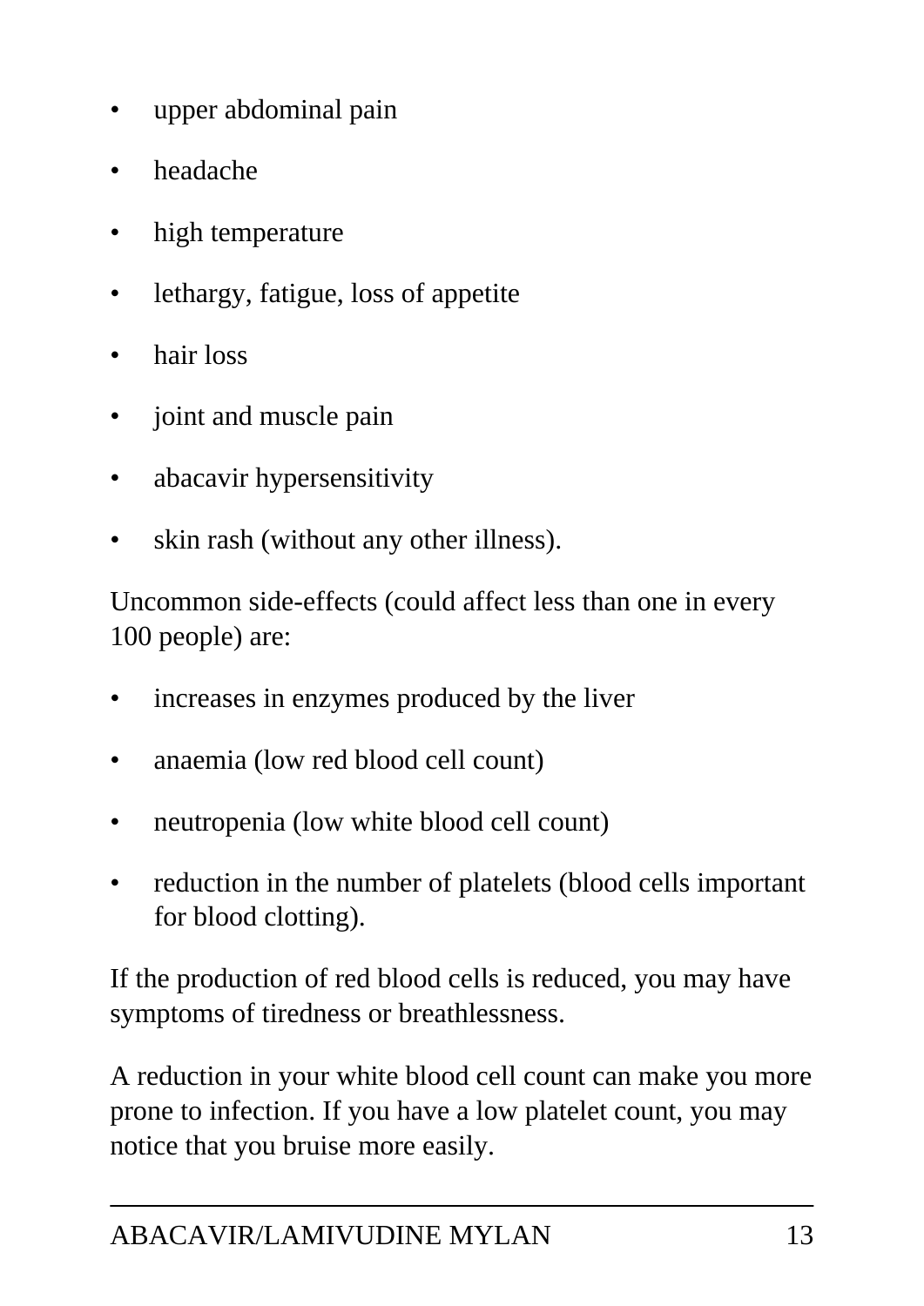- upper abdominal pain
- headache
- high temperature
- lethargy, fatigue, loss of appetite
- hair loss
- joint and muscle pain
- abacavir hypersensitivity
- skin rash (without any other illness).

Uncommon side-effects (could affect less than one in every 100 people) are:

- increases in enzymes produced by the liver
- anaemia (low red blood cell count)
- neutropenia (low white blood cell count)
- reduction in the number of platelets (blood cells important for blood clotting).

If the production of red blood cells is reduced, you may have symptoms of tiredness or breathlessness.

A reduction in your white blood cell count can make you more prone to infection. If you have a low platelet count, you may notice that you bruise more easily.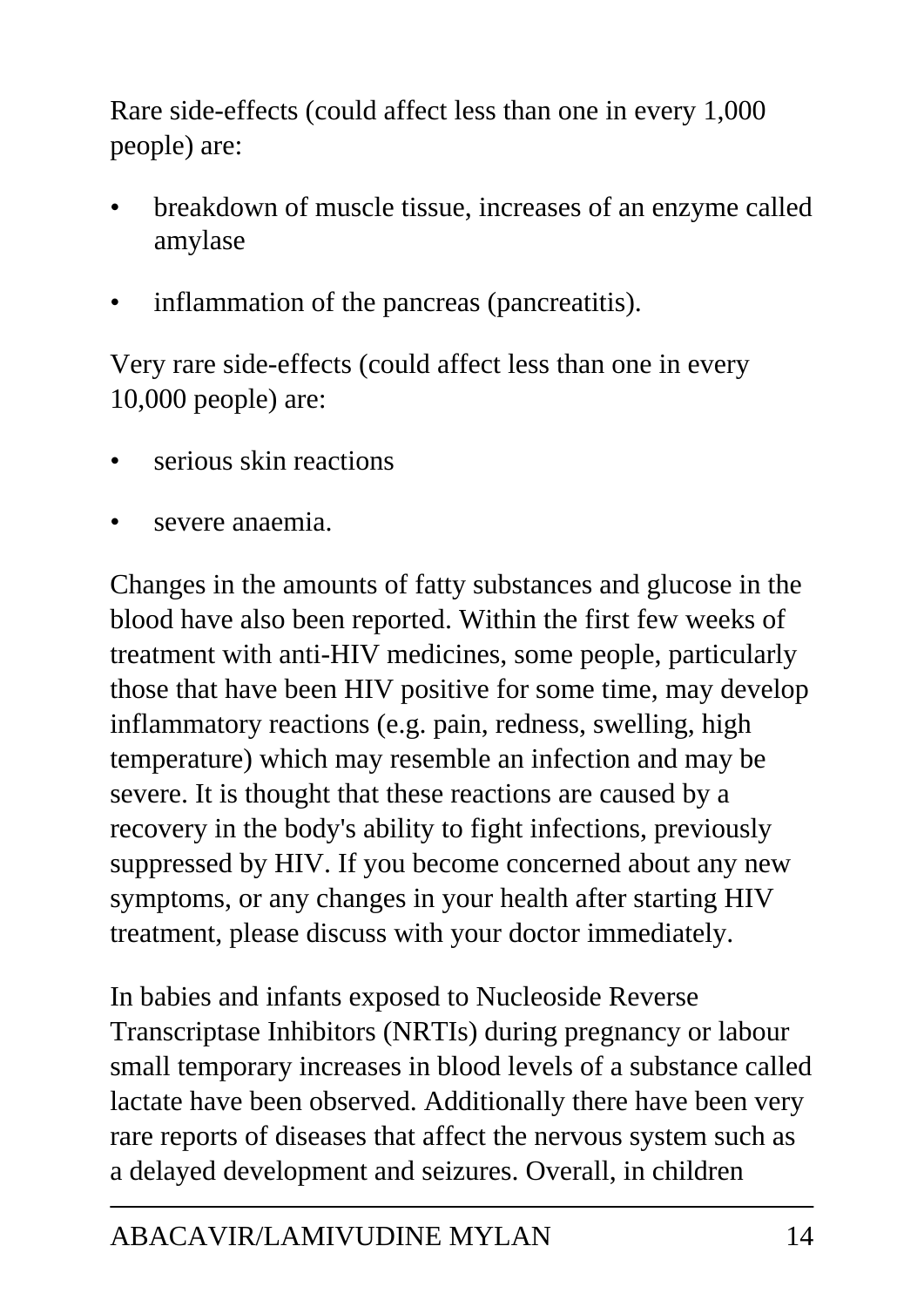Rare side-effects (could affect less than one in every 1,000 people) are:

- breakdown of muscle tissue, increases of an enzyme called amylase
- inflammation of the pancreas (pancreatitis).

Very rare side-effects (could affect less than one in every 10,000 people) are:

- serious skin reactions
- severe anaemia.

Changes in the amounts of fatty substances and glucose in the blood have also been reported. Within the first few weeks of treatment with anti-HIV medicines, some people, particularly those that have been HIV positive for some time, may develop inflammatory reactions (e.g. pain, redness, swelling, high temperature) which may resemble an infection and may be severe. It is thought that these reactions are caused by a recovery in the body's ability to fight infections, previously suppressed by HIV. If you become concerned about any new symptoms, or any changes in your health after starting HIV treatment, please discuss with your doctor immediately.

In babies and infants exposed to Nucleoside Reverse Transcriptase Inhibitors (NRTIs) during pregnancy or labour small temporary increases in blood levels of a substance called lactate have been observed. Additionally there have been very rare reports of diseases that affect the nervous system such as a delayed development and seizures. Overall, in children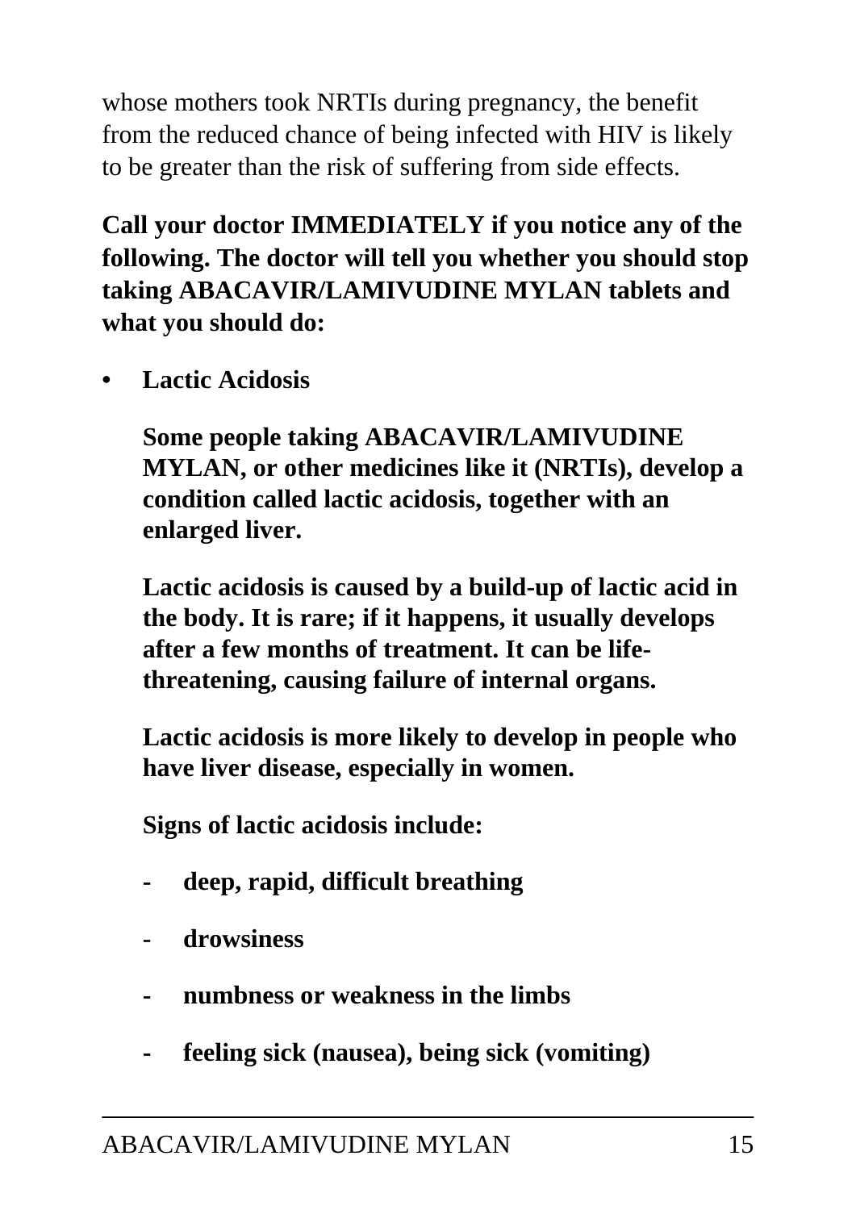whose mothers took NRTIs during pregnancy, the benefit from the reduced chance of being infected with HIV is likely to be greater than the risk of suffering from side effects.

**Call your doctor IMMEDIATELY if you notice any of the following. The doctor will tell you whether you should stop taking ABACAVIR/LAMIVUDINE MYLAN tablets and what you should do:**

- **Lactic Acidosis**

  **Some people taking ABACAVIR/LAMIVUDINE MYLAN, or other medicines like it (NRTIs), develop a condition called lactic acidosis, together with an enlarged liver.**

  **Lactic acidosis is caused by a build-up of lactic acid in the body. It is rare; if it happens, it usually develops after a few months of treatment. It can be life-threatening, causing failure of internal organs.**

  **Lactic acidosis is more likely to develop in people who have liver disease, especially in women.**

  **Signs of lactic acidosis include:**

  - **deep, rapid, difficult breathing**
  - **drowsiness**
  - **numbness or weakness in the limbs**
  - **feeling sick (nausea), being sick (vomiting)**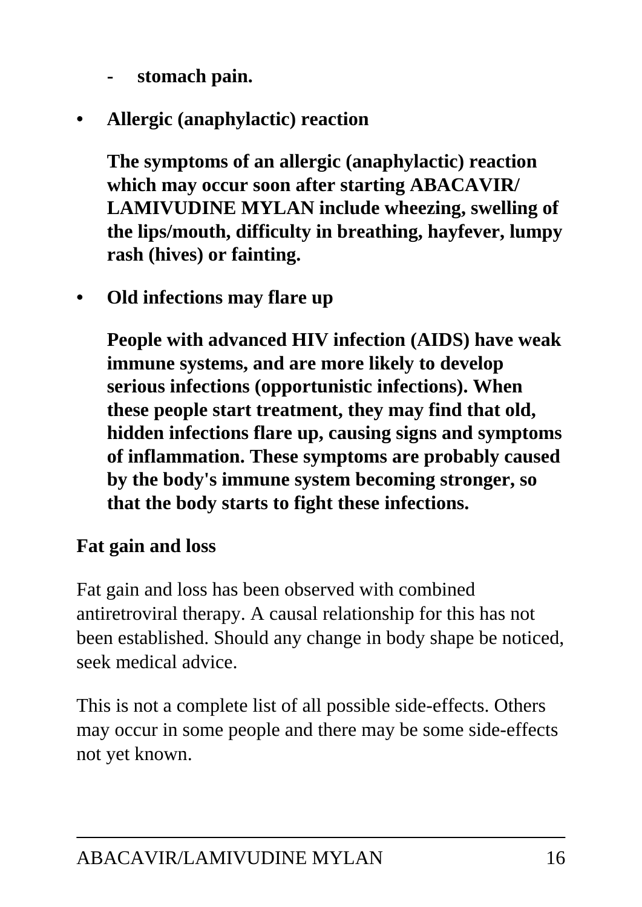- **stomach pain.**

- **Allergic (anaphylactic) reaction**

  **The symptoms of an allergic (anaphylactic) reaction which may occur soon after starting ABACAVIR/ LAMIVUDINE MYLAN include wheezing, swelling of the lips/mouth, difficulty in breathing, hayfever, lumpy rash (hives) or fainting.**

- **Old infections may flare up**

  **People with advanced HIV infection (AIDS) have weak immune systems, and are more likely to develop serious infections (opportunistic infections). When these people start treatment, they may find that old, hidden infections flare up, causing signs and symptoms of inflammation. These symptoms are probably caused by the body's immune system becoming stronger, so that the body starts to fight these infections.**

**Fat gain and loss**

Fat gain and loss has been observed with combined antiretroviral therapy. A causal relationship for this has not been established. Should any change in body shape be noticed, seek medical advice.

This is not a complete list of all possible side-effects. Others may occur in some people and there may be some side-effects not yet known.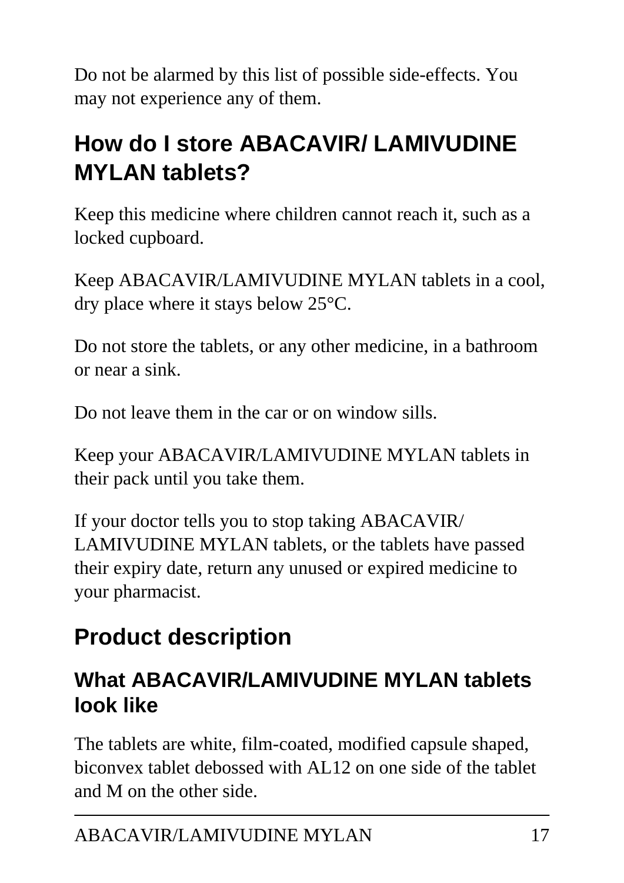Do not be alarmed by this list of possible side-effects. You may not experience any of them.

## How do I store ABACAVIR/ LAMIVUDINE MYLAN tablets?

Keep this medicine where children cannot reach it, such as a locked cupboard.

Keep ABACAVIR/LAMIVUDINE MYLAN tablets in a cool, dry place where it stays below 25°C.

Do not store the tablets, or any other medicine, in a bathroom or near a sink.

Do not leave them in the car or on window sills.

Keep your ABACAVIR/LAMIVUDINE MYLAN tablets in their pack until you take them.

If your doctor tells you to stop taking ABACAVIR/ LAMIVUDINE MYLAN tablets, or the tablets have passed their expiry date, return any unused or expired medicine to your pharmacist.

## Product description

### What ABACAVIR/LAMIVUDINE MYLAN tablets look like

The tablets are white, film-coated, modified capsule shaped, biconvex tablet debossed with AL12 on one side of the tablet and M on the other side.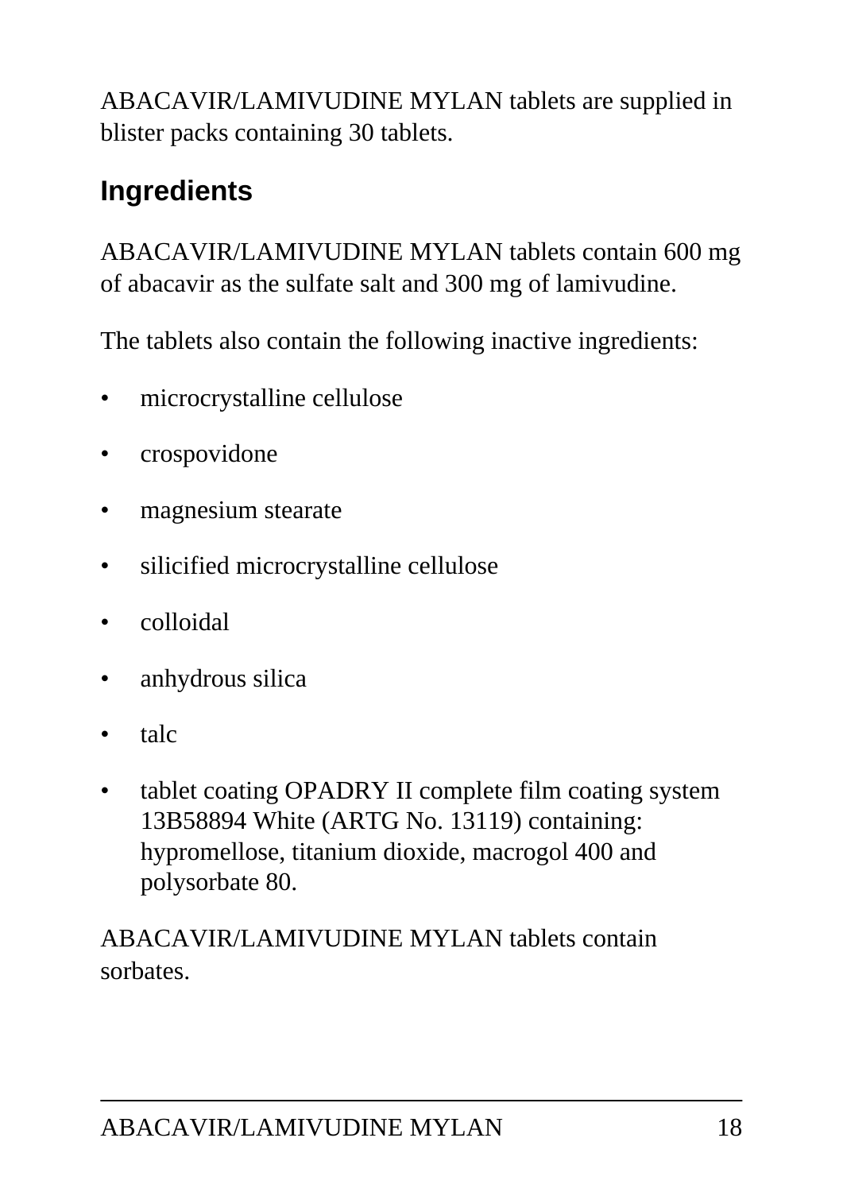ABACAVIR/LAMIVUDINE MYLAN tablets are supplied in blister packs containing 30 tablets.

## Ingredients

ABACAVIR/LAMIVUDINE MYLAN tablets contain 600 mg of abacavir as the sulfate salt and 300 mg of lamivudine.

The tablets also contain the following inactive ingredients:

- microcrystalline cellulose
- crospovidone
- magnesium stearate
- silicified microcrystalline cellulose
- colloidal
- anhydrous silica
- talc
- tablet coating OPADRY II complete film coating system 13B58894 White (ARTG No. 13119) containing: hypromellose, titanium dioxide, macrogol 400 and polysorbate 80.

ABACAVIR/LAMIVUDINE MYLAN tablets contain sorbates.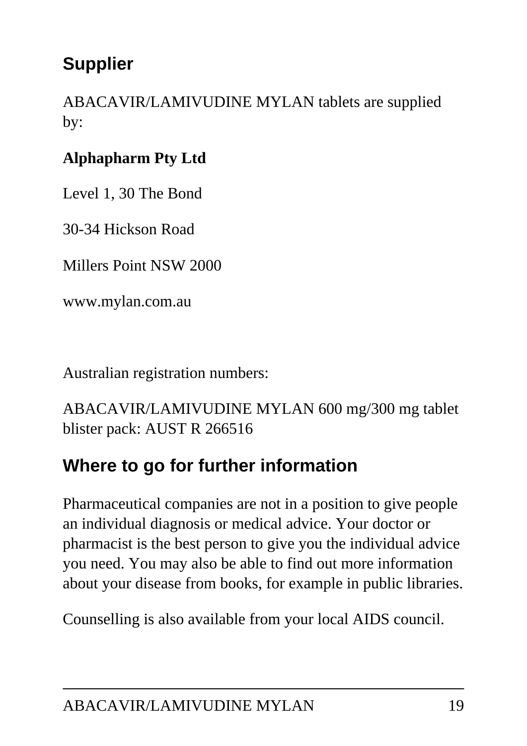## Supplier

ABACAVIR/LAMIVUDINE MYLAN tablets are supplied by:

**Alphapharm Pty Ltd**

Level 1, 30 The Bond

30-34 Hickson Road

Millers Point NSW 2000

www.mylan.com.au

Australian registration numbers:

ABACAVIR/LAMIVUDINE MYLAN 600 mg/300 mg tablet blister pack: AUST R 266516

## Where to go for further information

Pharmaceutical companies are not in a position to give people an individual diagnosis or medical advice. Your doctor or pharmacist is the best person to give you the individual advice you need. You may also be able to find out more information about your disease from books, for example in public libraries.

Counselling is also available from your local AIDS council.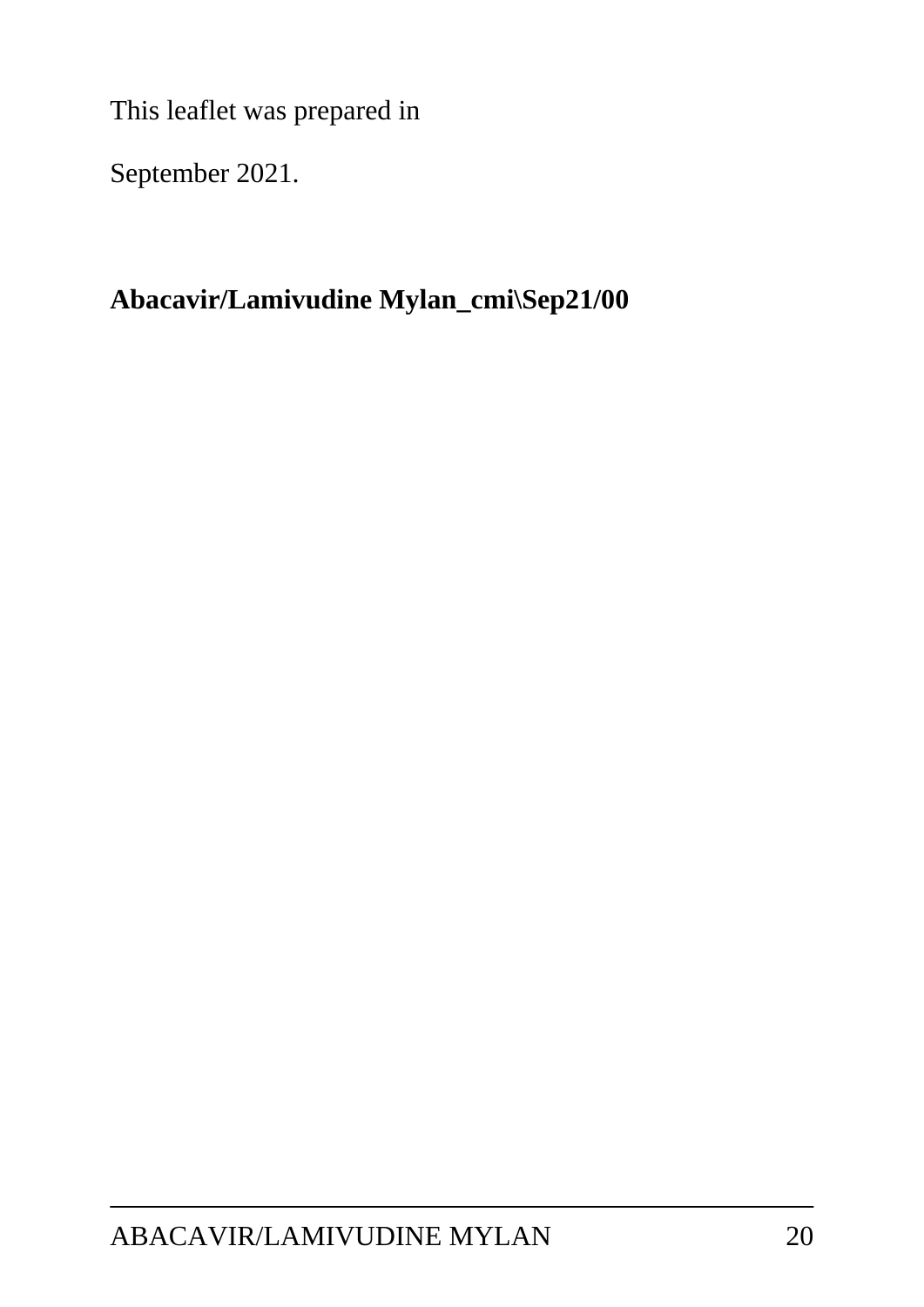This leaflet was prepared in

September 2021.

**Abacavir/Lamivudine Mylan_cmi\Sep21/00**